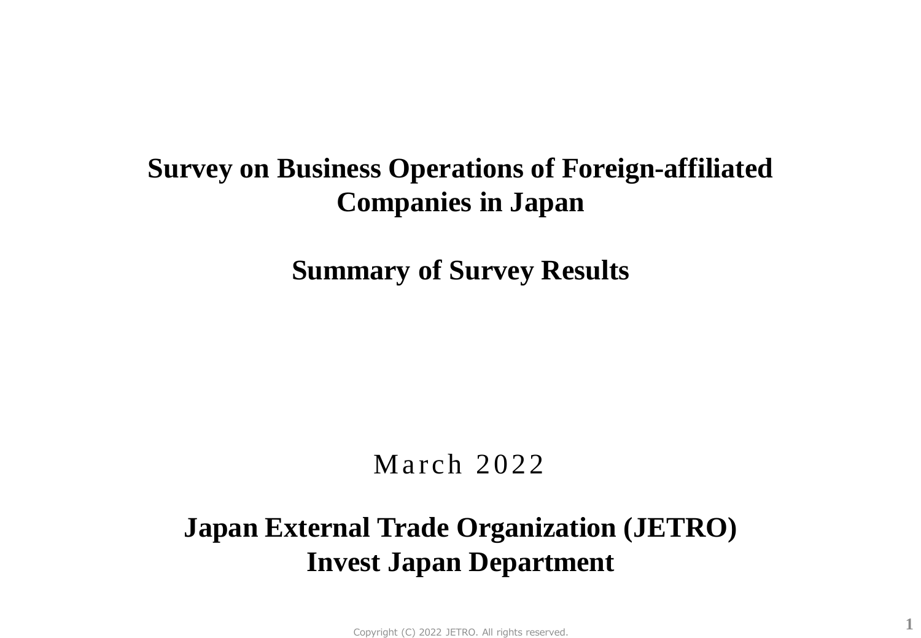# Survey on Business Operations of Foreign-affiliated Companies in Japan

## Summary of Survey Results

March 2022

**Japan External Trade Organization (JETRO)**
**Invest Japan Department**

Copyright (C) 2022 JETRO. All rights reserved.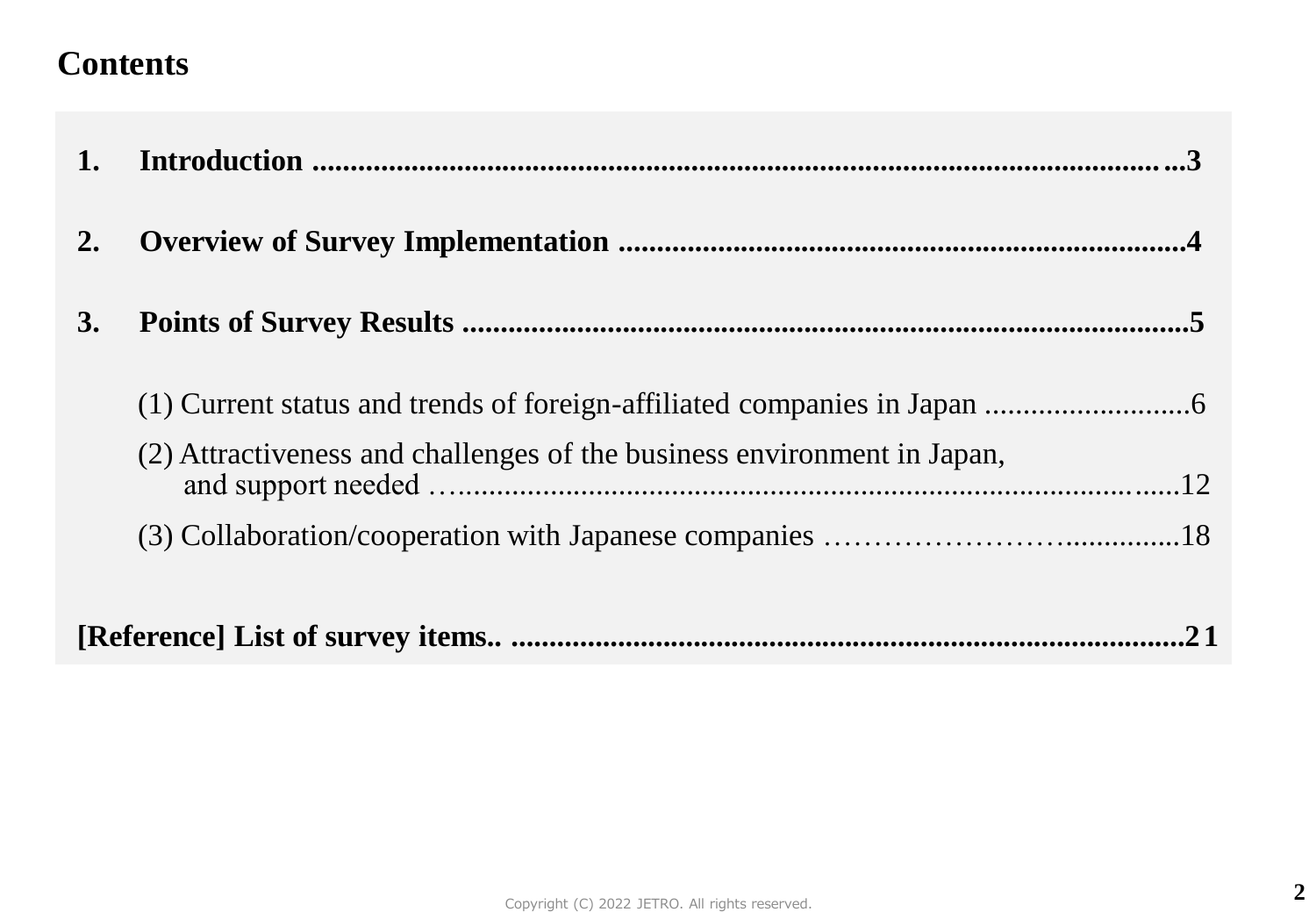# Contents

1. **Introduction ..................................................................................................................3**

2. **Overview of Survey Implementation .............................................................................4**

3. **Points of Survey Results ..............................................................................................5**

   (1) Current status and trends of foreign-affiliated companies in Japan ...........................6

   (2) Attractiveness and challenges of the business environment in Japan, and support needed …...........................................................................................12

   (3) Collaboration/cooperation with Japanese companies ……………………..............18

**[Reference] List of survey items.. ..............................................................................21**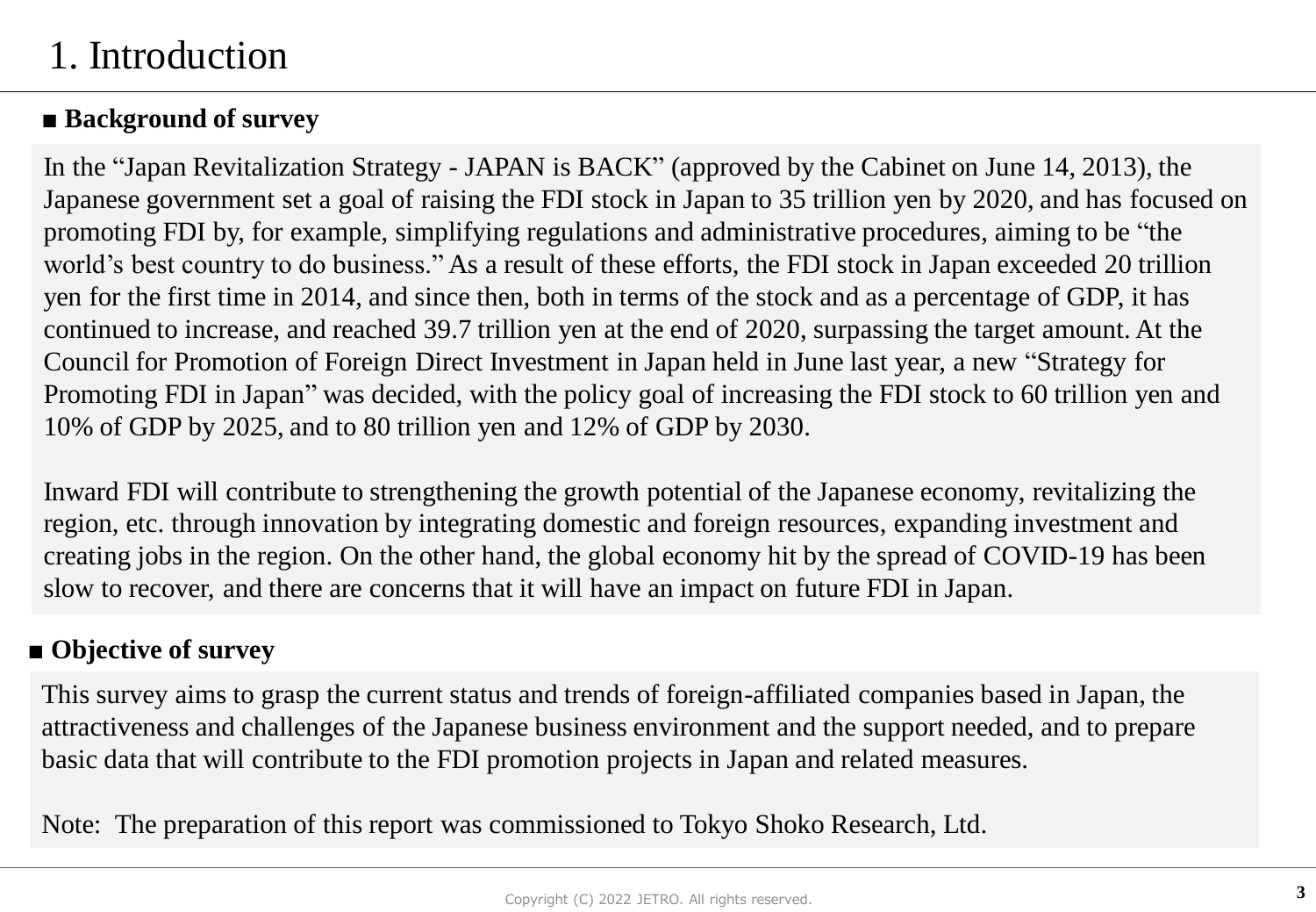# 1. Introduction

## ■ Background of survey

In the "Japan Revitalization Strategy - JAPAN is BACK" (approved by the Cabinet on June 14, 2013), the Japanese government set a goal of raising the FDI stock in Japan to 35 trillion yen by 2020, and has focused on promoting FDI by, for example, simplifying regulations and administrative procedures, aiming to be "the world's best country to do business." As a result of these efforts, the FDI stock in Japan exceeded 20 trillion yen for the first time in 2014, and since then, both in terms of the stock and as a percentage of GDP, it has continued to increase, and reached 39.7 trillion yen at the end of 2020, surpassing the target amount. At the Council for Promotion of Foreign Direct Investment in Japan held in June last year, a new "Strategy for Promoting FDI in Japan" was decided, with the policy goal of increasing the FDI stock to 60 trillion yen and 10% of GDP by 2025, and to 80 trillion yen and 12% of GDP by 2030.

Inward FDI will contribute to strengthening the growth potential of the Japanese economy, revitalizing the region, etc. through innovation by integrating domestic and foreign resources, expanding investment and creating jobs in the region. On the other hand, the global economy hit by the spread of COVID-19 has been slow to recover, and there are concerns that it will have an impact on future FDI in Japan.

## ■ Objective of survey

This survey aims to grasp the current status and trends of foreign-affiliated companies based in Japan, the attractiveness and challenges of the Japanese business environment and the support needed, and to prepare basic data that will contribute to the FDI promotion projects in Japan and related measures.

Note: The preparation of this report was commissioned to Tokyo Shoko Research, Ltd.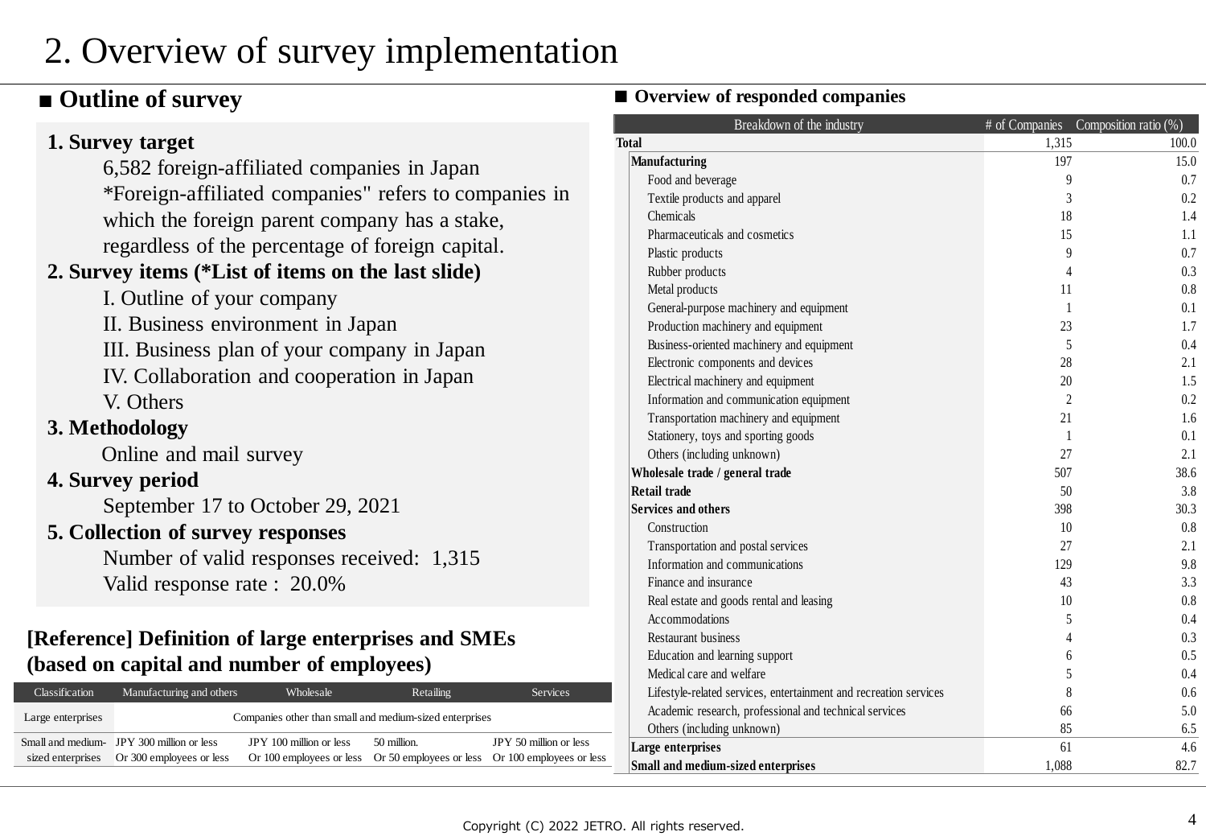# 2. Overview of survey implementation

## ■ Outline of survey

**1. Survey target**

6,582 foreign-affiliated companies in Japan
*Foreign-affiliated companies" refers to companies in which the foreign parent company has a stake, regardless of the percentage of foreign capital.

**2. Survey items (*List of items on the last slide)**

I. Outline of your company
II. Business environment in Japan
III. Business plan of your company in Japan
IV. Collaboration and cooperation in Japan
V. Others

**3. Methodology**

Online and mail survey

**4. Survey period**

September 17 to October 29, 2021

**5. Collection of survey responses**

Number of valid responses received: 1,315
Valid response rate : 20.0%

### [Reference] Definition of large enterprises and SMEs (based on capital and number of employees)

| Classification | Manufacturing and others | Wholesale | Retailing | Services |
|---|---|---|---|---|
| Large enterprises | Companies other than small and medium-sized enterprises | | | |
| Small and medium-sized enterprises | JPY 300 million or less Or 300 employees or less | JPY 100 million or less Or 100 employees or less | 50 million. Or 50 employees or less | JPY 50 million or less Or 100 employees or less |

## ■ Overview of responded companies

| Breakdown of the industry | # of Companies | Composition ratio (%) |
|---|---|---|
| **Total** | 1,315 | 100.0 |
| **Manufacturing** | 197 | 15.0 |
| Food and beverage | 9 | 0.7 |
| Textile products and apparel | 3 | 0.2 |
| Chemicals | 18 | 1.4 |
| Pharmaceuticals and cosmetics | 15 | 1.1 |
| Plastic products | 9 | 0.7 |
| Rubber products | 4 | 0.3 |
| Metal products | 11 | 0.8 |
| General-purpose machinery and equipment | 1 | 0.1 |
| Production machinery and equipment | 23 | 1.7 |
| Business-oriented machinery and equipment | 5 | 0.4 |
| Electronic components and devices | 28 | 2.1 |
| Electrical machinery and equipment | 20 | 1.5 |
| Information and communication equipment | 2 | 0.2 |
| Transportation machinery and equipment | 21 | 1.6 |
| Stationery, toys and sporting goods | 1 | 0.1 |
| Others (including unknown) | 27 | 2.1 |
| **Wholesale trade / general trade** | 507 | 38.6 |
| **Retail trade** | 50 | 3.8 |
| **Services and others** | 398 | 30.3 |
| Construction | 10 | 0.8 |
| Transportation and postal services | 27 | 2.1 |
| Information and communications | 129 | 9.8 |
| Finance and insurance | 43 | 3.3 |
| Real estate and goods rental and leasing | 10 | 0.8 |
| Accommodations | 5 | 0.4 |
| Restaurant business | 4 | 0.3 |
| Education and learning support | 6 | 0.5 |
| Medical care and welfare | 5 | 0.4 |
| Lifestyle-related services, entertainment and recreation services | 8 | 0.6 |
| Academic research, professional and technical services | 66 | 5.0 |
| Others (including unknown) | 85 | 6.5 |
| **Large enterprises** | 61 | 4.6 |
| **Small and medium-sized enterprises** | 1,088 | 82.7 |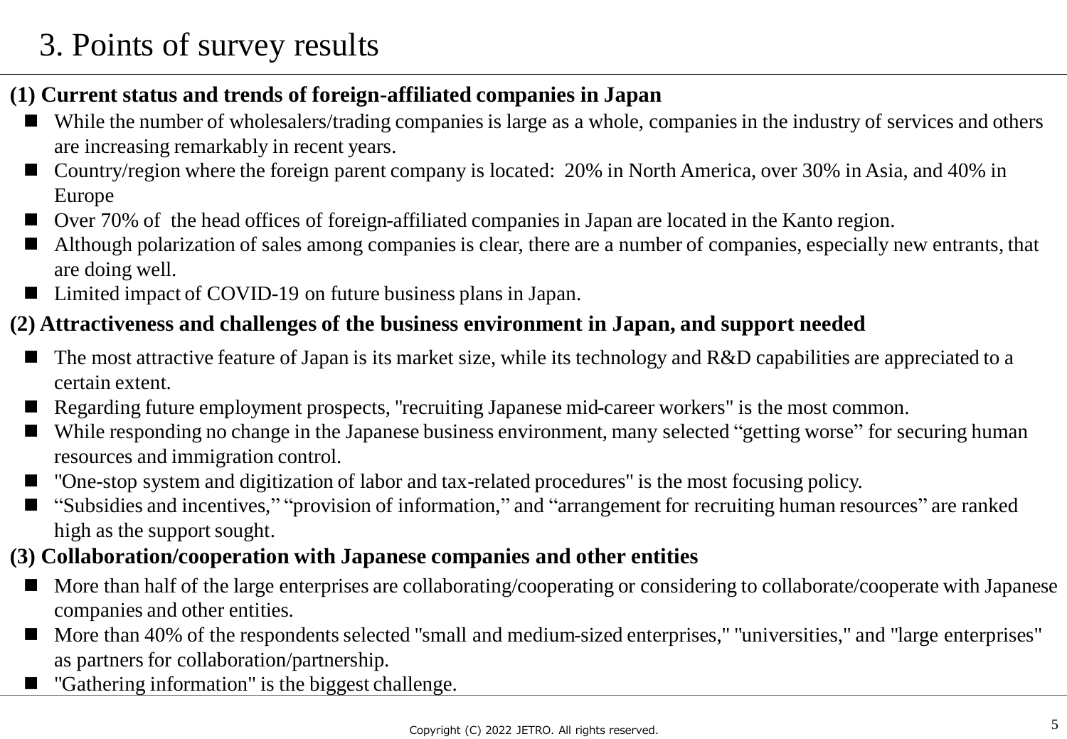# 3. Points of survey results

## (1) Current status and trends of foreign-affiliated companies in Japan

- While the number of wholesalers/trading companies is large as a whole, companies in the industry of services and others are increasing remarkably in recent years.
- Country/region where the foreign parent company is located: 20% in North America, over 30% in Asia, and 40% in Europe
- Over 70% of the head offices of foreign-affiliated companies in Japan are located in the Kanto region.
- Although polarization of sales among companies is clear, there are a number of companies, especially new entrants, that are doing well.
- Limited impact of COVID-19 on future business plans in Japan.

## (2) Attractiveness and challenges of the business environment in Japan, and support needed

- The most attractive feature of Japan is its market size, while its technology and R&D capabilities are appreciated to a certain extent.
- Regarding future employment prospects, "recruiting Japanese mid-career workers" is the most common.
- While responding no change in the Japanese business environment, many selected "getting worse" for securing human resources and immigration control.
- "One-stop system and digitization of labor and tax-related procedures" is the most focusing policy.
- "Subsidies and incentives," "provision of information," and "arrangement for recruiting human resources" are ranked high as the support sought.

## (3) Collaboration/cooperation with Japanese companies and other entities

- More than half of the large enterprises are collaborating/cooperating or considering to collaborate/cooperate with Japanese companies and other entities.
- More than 40% of the respondents selected "small and medium-sized enterprises," "universities," and "large enterprises" as partners for collaboration/partnership.
- "Gathering information" is the biggest challenge.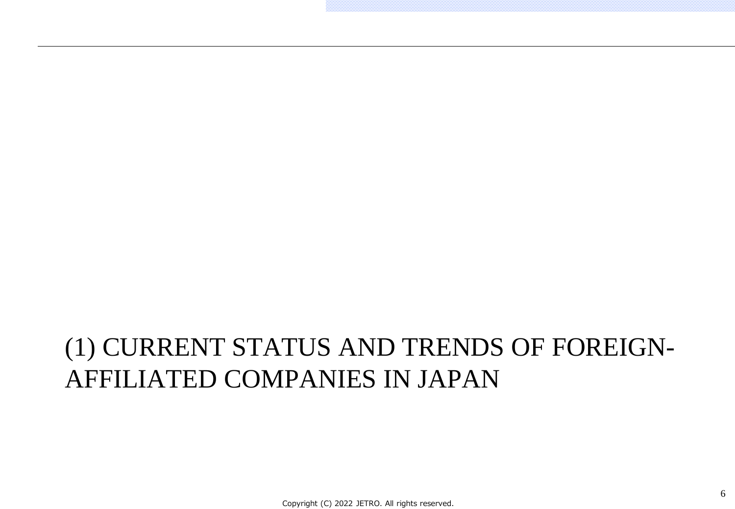# (1) CURRENT STATUS AND TRENDS OF FOREIGN-AFFILIATED COMPANIES IN JAPAN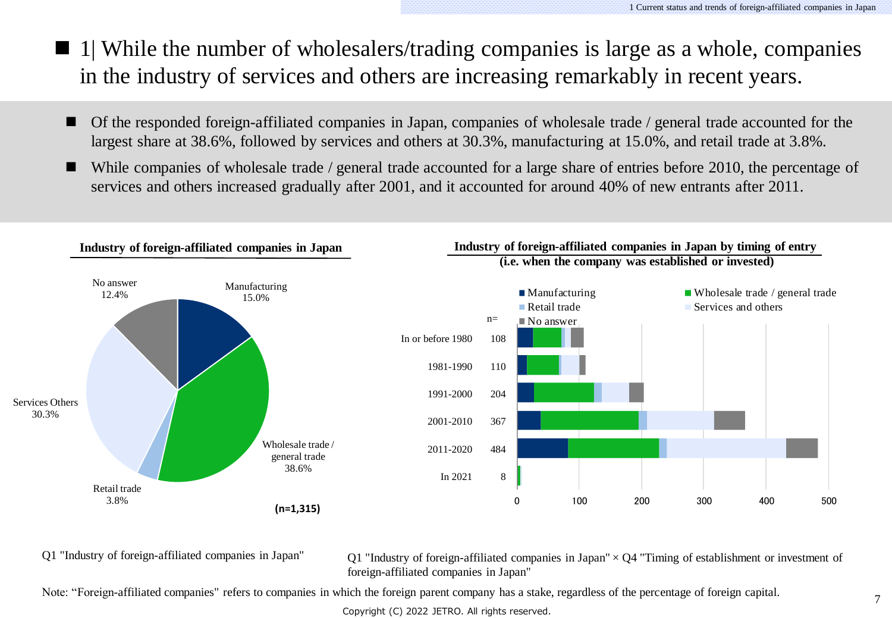## 1| While the number of wholesalers/trading companies is large as a whole, companies in the industry of services and others are increasing remarkably in recent years.

- Of the responded foreign-affiliated companies in Japan, companies of wholesale trade / general trade accounted for the largest share at 38.6%, followed by services and others at 30.3%, manufacturing at 15.0%, and retail trade at 3.8%.
- While companies of wholesale trade / general trade accounted for a large share of entries before 2010, the percentage of services and others increased gradually after 2001, and it accounted for around 40% of new entrants after 2011.

**Industry of foreign-affiliated companies in Japan**

| Industry | Share |
|---|---|
| Manufacturing | 15.0% |
| Wholesale trade / general trade | 38.6% |
| Retail trade | 3.8% |
| Services Others | 30.3% |
| No answer | 12.4% |

(n=1,315)

**Industry of foreign-affiliated companies in Japan by timing of entry (i.e. when the company was established or invested)**

Legend: Manufacturing, Wholesale trade / general trade, Retail trade, Services and others, No answer

| Timing of entry | n= |
|---|---|
| In or before 1980 | 108 |
| 1981-1990 | 110 |
| 1991-2000 | 204 |
| 2001-2010 | 367 |
| 2011-2020 | 484 |
| In 2021 | 8 |

Q1 "Industry of foreign-affiliated companies in Japan"

Q1 "Industry of foreign-affiliated companies in Japan" × Q4 "Timing of establishment or investment of foreign-affiliated companies in Japan"

Note: "Foreign-affiliated companies" refers to companies in which the foreign parent company has a stake, regardless of the percentage of foreign capital.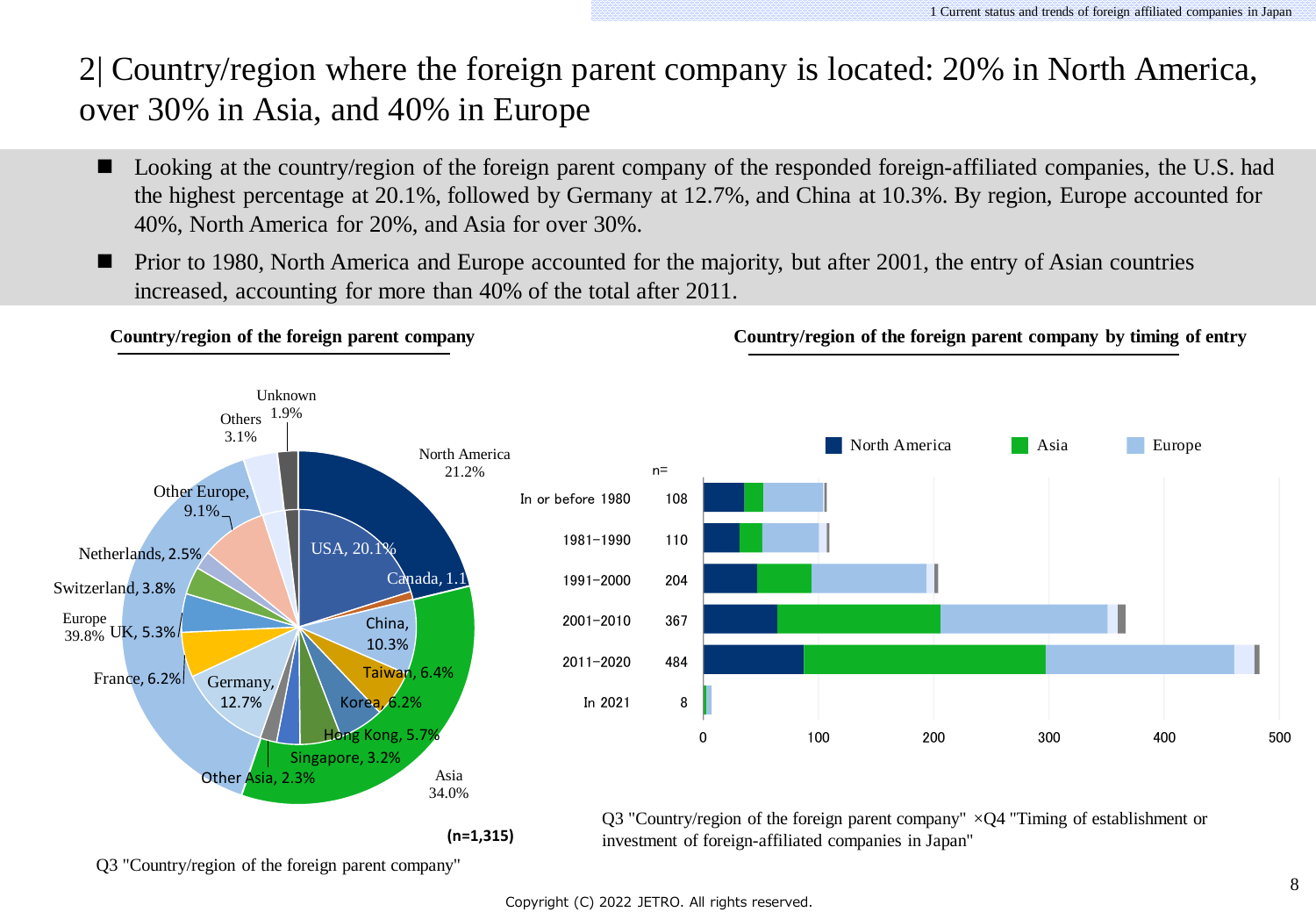# 2| Country/region where the foreign parent company is located: 20% in North America, over 30% in Asia, and 40% in Europe

- Looking at the country/region of the foreign parent company of the responded foreign-affiliated companies, the U.S. had the highest percentage at 20.1%, followed by Germany at 12.7%, and China at 10.3%. By region, Europe accounted for 40%, North America for 20%, and Asia for over 30%.
- Prior to 1980, North America and Europe accounted for the majority, but after 2001, the entry of Asian countries increased, accounting for more than 40% of the total after 2011.

**Country/region of the foreign parent company**

| Region | Share | Country/region | Share |
|---|---|---|---|
| North America | 21.2% | USA | 20.1% |
| | | Canada | 1.1 |
| Asia | 34.0% | China | 10.3% |
| | | Taiwan | 6.4% |
| | | Korea | 6.2% |
| | | Hong Kong | 5.7% |
| | | Singapore | 3.2% |
| | | Other Asia | 2.3% |
| Europe | 39.8% | Germany | 12.7% |
| | | France | 6.2% |
| | | UK | 5.3% |
| | | Switzerland | 3.8% |
| | | Netherlands | 2.5% |
| | | Other Europe | 9.1% |
| Others | 3.1% | | |
| Unknown | 1.9% | | |

(n=1,315)

Q3 "Country/region of the foreign parent company"

**Country/region of the foreign parent company by timing of entry**

| Timing of entry | n= |
|---|---|
| In or before 1980 | 108 |
| 1981–1990 | 110 |
| 1991–2000 | 204 |
| 2001–2010 | 367 |
| 2011–2020 | 484 |
| In 2021 | 8 |

Legend: North America, Asia, Europe

Q3 "Country/region of the foreign parent company" ×Q4 "Timing of establishment or investment of foreign-affiliated companies in Japan"

Copyright (C) 2022 JETRO. All rights reserved.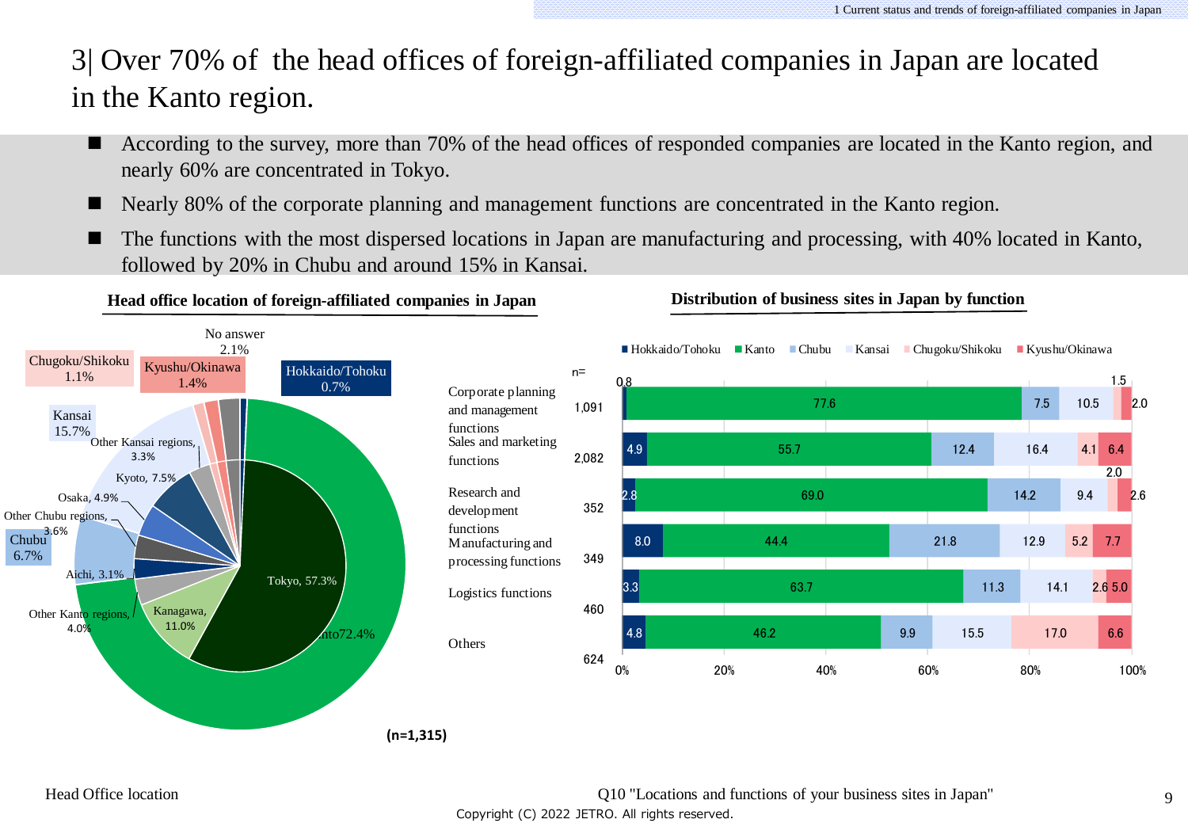# 3| Over 70% of the head offices of foreign-affiliated companies in Japan are located in the Kanto region.

- According to the survey, more than 70% of the head offices of responded companies are located in the Kanto region, and nearly 60% are concentrated in Tokyo.
- Nearly 80% of the corporate planning and management functions are concentrated in the Kanto region.
- The functions with the most dispersed locations in Japan are manufacturing and processing, with 40% located in Kanto, followed by 20% in Chubu and around 15% in Kansai.

**Head office location of foreign-affiliated companies in Japan**

| Region | Share | Breakdown |
|---|---|---|
| Kanto | 72.4% | Tokyo, 57.3%; Kanagawa, 11.0%; Other Kanto regions, 4.0% |
| Chubu | 6.7% | Aichi, 3.1%; Other Chubu regions, 3.6% |
| Kansai | 15.7% | Osaka, 4.9%; Kyoto, 7.5%; Other Kansai regions, 3.3% |
| Chugoku/Shikoku | 1.1% | |
| Kyushu/Okinawa | 1.4% | |
| Hokkaido/Tohoku | 0.7% | |
| No answer | 2.1% | |

(n=1,315)

**Distribution of business sites in Japan by function**

| Function | n= | Hokkaido/Tohoku | Kanto | Chubu | Kansai | Chugoku/Shikoku | Kyushu/Okinawa |
|---|---|---|---|---|---|---|---|
| Corporate planning and management functions | 1,091 | 0.8 | 77.6 | 7.5 | 10.5 | 1.5 | 2.0 |
| Sales and marketing functions | 2,082 | 4.9 | 55.7 | 12.4 | 16.4 | 4.1 | 6.4 |
| Research and development functions | 352 | 2.8 | 69.0 | 14.2 | 9.4 | 2.0 | 2.6 |
| Manufacturing and processing functions | 349 | 8.0 | 44.4 | 21.8 | 12.9 | 5.2 | 7.7 |
| Logistics functions | 460 | 3.3 | 63.7 | 11.3 | 14.1 | 2.6 | 5.0 |
| Others | 624 | 4.8 | 46.2 | 9.9 | 15.5 | 17.0 | 6.6 |

Head Office location

Q10 "Locations and functions of your business sites in Japan"

Copyright (C) 2022 JETRO. All rights reserved.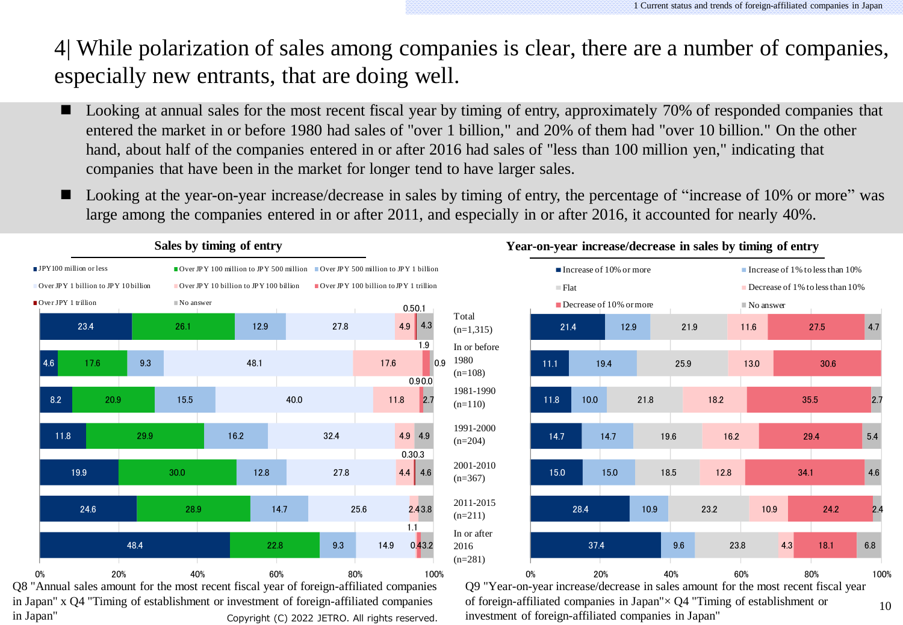# 4| While polarization of sales among companies is clear, there are a number of companies, especially new entrants, that are doing well.

- Looking at annual sales for the most recent fiscal year by timing of entry, approximately 70% of responded companies that entered the market in or before 1980 had sales of "over 1 billion," and 20% of them had "over 10 billion." On the other hand, about half of the companies entered in or after 2016 had sales of "less than 100 million yen," indicating that companies that have been in the market for longer tend to have larger sales.
- Looking at the year-on-year increase/decrease in sales by timing of entry, the percentage of "increase of 10% or more" was large among the companies entered in or after 2011, and especially in or after 2016, it accounted for nearly 40%.

**Sales by timing of entry**

| | JPY100 million or less | Over JPY 100 million to JPY 500 million | Over JPY 500 million to JPY 1 billion | Over JPY 1 billion to JPY 10 billion | Over JPY 10 billion to JPY 100 billion | Over JPY 100 billion to JPY 1 trillion | Over JPY 1 trillion | No answer |
|---|---|---|---|---|---|---|---|---|
| Total (n=1,315) | 23.4 | 26.1 | 12.9 | 27.8 | 4.9 | 0.5 | 0.1 | 4.3 |
| In or before 1980 (n=108) | 4.6 | 17.6 | 9.3 | 48.1 | 17.6 | 1.9 | 0.9 | |
| 1981-1990 (n=110) | 8.2 | 20.9 | 15.5 | 40.0 | 11.8 | 0.9 | 0.0 | 2.7 |
| 1991-2000 (n=204) | 11.8 | 29.9 | 16.2 | 32.4 | 4.9 | | | 4.9 |
| 2001-2010 (n=367) | 19.9 | 30.0 | 12.8 | 27.8 | 4.4 | 0.3 | 0.3 | 4.6 |
| 2011-2015 (n=211) | 24.6 | 28.9 | 14.7 | 25.6 | 2.4 | | | 3.8 |
| In or after 2016 (n=281) | 48.4 | 22.8 | 9.3 | 14.9 | 0.4 | 1.1 | | 3.2 |

Q8 "Annual sales amount for the most recent fiscal year of foreign-affiliated companies in Japan" x Q4 "Timing of establishment or investment of foreign-affiliated companies in Japan"

**Year-on-year increase/decrease in sales by timing of entry**

| | Increase of 10% or more | Increase of 1% to less than 10% | Flat | Decrease of 1% to less than 10% | Decrease of 10% or more | No answer |
|---|---|---|---|---|---|---|
| Total (n=1,315) | 21.4 | 12.9 | 21.9 | 11.6 | 27.5 | 4.7 |
| In or before 1980 (n=108) | 11.1 | 19.4 | 25.9 | 13.0 | 30.6 | |
| 1981-1990 (n=110) | 11.8 | 10.0 | 21.8 | 18.2 | 35.5 | 2.7 |
| 1991-2000 (n=204) | 14.7 | 14.7 | 19.6 | 16.2 | 29.4 | 5.4 |
| 2001-2010 (n=367) | 15.0 | 15.0 | 18.5 | 12.8 | 34.1 | 4.6 |
| 2011-2015 (n=211) | 28.4 | 10.9 | 23.2 | 10.9 | 24.2 | 2.4 |
| In or after 2016 (n=281) | 37.4 | 9.6 | 23.8 | 4.3 | 18.1 | 6.8 |

Q9 "Year-on-year increase/decrease in sales amount for the most recent fiscal year of foreign-affiliated companies in Japan"× Q4 "Timing of establishment or investment of foreign-affiliated companies in Japan"

Copyright (C) 2022 JETRO. All rights reserved.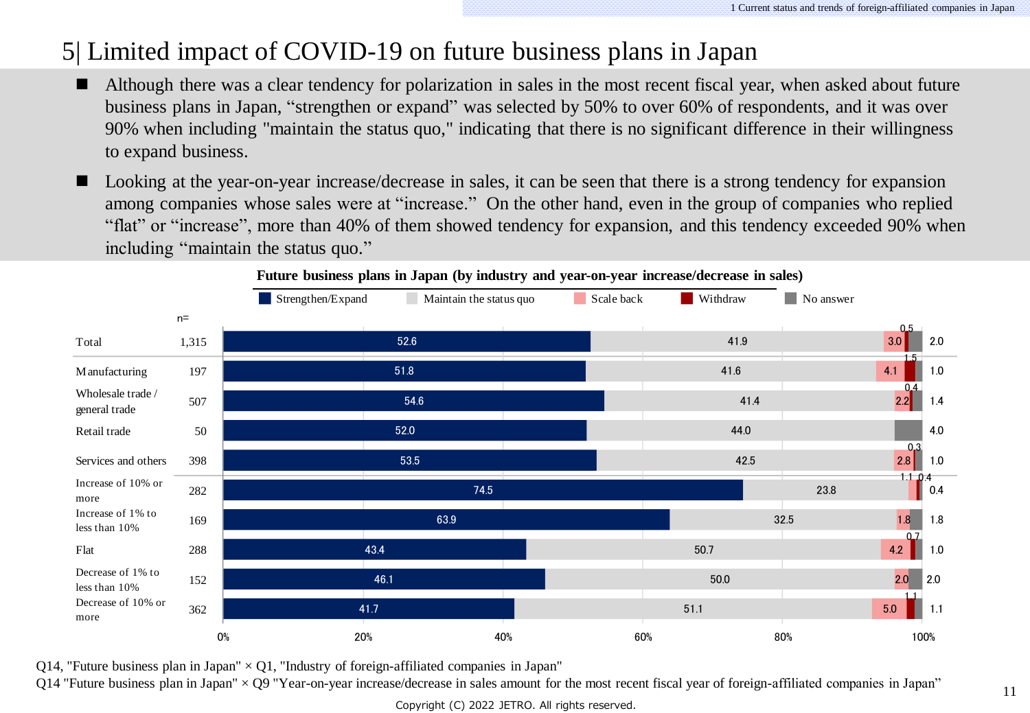# 5| Limited impact of COVID-19 on future business plans in Japan

- Although there was a clear tendency for polarization in sales in the most recent fiscal year, when asked about future business plans in Japan, “strengthen or expand” was selected by 50% to over 60% of respondents, and it was over 90% when including "maintain the status quo," indicating that there is no significant difference in their willingness to expand business.
- Looking at the year-on-year increase/decrease in sales, it can be seen that there is a strong tendency for expansion among companies whose sales were at “increase.” On the other hand, even in the group of companies who replied “flat” or “increase”, more than 40% of them showed tendency for expansion, and this tendency exceeded 90% when including “maintain the status quo.”

**Future business plans in Japan (by industry and year-on-year increase/decrease in sales)**

| | n= | Strengthen/Expand | Maintain the status quo | Scale back | Withdraw | No answer |
|---|---|---|---|---|---|---|
| Total | 1,315 | 52.6 | 41.9 | 3.0 | 0.5 | 2.0 |
| Manufacturing | 197 | 51.8 | 41.6 | 4.1 | 1.5 | 1.0 |
| Wholesale trade / general trade | 507 | 54.6 | 41.4 | 2.2 | 0.4 | 1.4 |
| Retail trade | 50 | 52.0 | 44.0 | | | 4.0 |
| Services and others | 398 | 53.5 | 42.5 | 2.8 | 0.3 | 1.0 |
| Increase of 10% or more | 282 | 74.5 | 23.8 | 1.1 | 0.4 | 0.4 |
| Increase of 1% to less than 10% | 169 | 63.9 | 32.5 | 1.8 | | 1.8 |
| Flat | 288 | 43.4 | 50.7 | 4.2 | 0.7 | 1.0 |
| Decrease of 1% to less than 10% | 152 | 46.1 | 50.0 | 2.0 | | 2.0 |
| Decrease of 10% or more | 362 | 41.7 | 51.1 | 5.0 | 1.1 | 1.1 |

Q14, "Future business plan in Japan" × Q1, "Industry of foreign-affiliated companies in Japan"
Q14 "Future business plan in Japan" × Q9 "Year-on-year increase/decrease in sales amount for the most recent fiscal year of foreign-affiliated companies in Japan”

Copyright (C) 2022 JETRO. All rights reserved.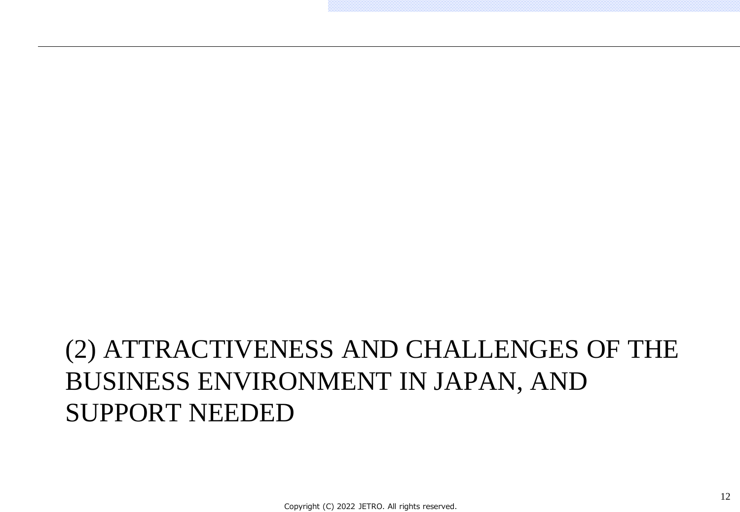# (2) ATTRACTIVENESS AND CHALLENGES OF THE BUSINESS ENVIRONMENT IN JAPAN, AND SUPPORT NEEDED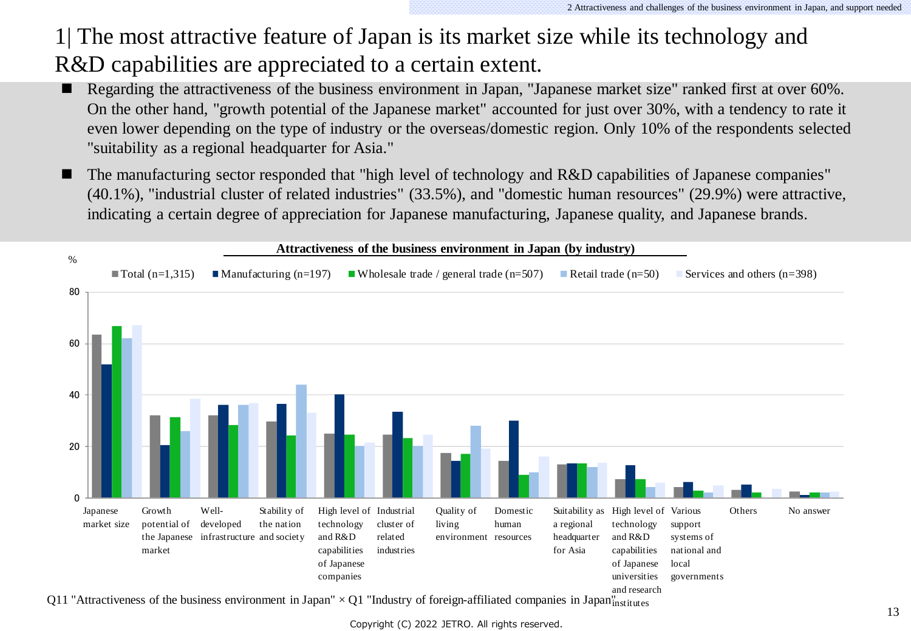# 1| The most attractive feature of Japan is its market size while its technology and R&D capabilities are appreciated to a certain extent.

- Regarding the attractiveness of the business environment in Japan, "Japanese market size" ranked first at over 60%. On the other hand, "growth potential of the Japanese market" accounted for just over 30%, with a tendency to rate it even lower depending on the type of industry or the overseas/domestic region. Only 10% of the respondents selected "suitability as a regional headquarter for Asia."
- The manufacturing sector responded that "high level of technology and R&D capabilities of Japanese companies" (40.1%), "industrial cluster of related industries" (33.5%), and "domestic human resources" (29.9%) were attractive, indicating a certain degree of appreciation for Japanese manufacturing, Japanese quality, and Japanese brands.

**Attractiveness of the business environment in Japan (by industry)**

%

Total (n=1,315) / Manufacturing (n=197) / Wholesale trade / general trade (n=507) / Retail trade (n=50) / Services and others (n=398)

Categories: Japanese market size; Growth potential of the Japanese market; Well-developed infrastructure; Stability of the nation and society; High level of technology and R&D capabilities of Japanese companies; Industrial cluster of related industries; Quality of living environment; Domestic human resources; Suitability as a regional headquarter for Asia; High level of technology and R&D capabilities of Japanese universities and research institutes; Various support systems of national and local governments; Others; No answer

Q11 "Attractiveness of the business environment in Japan" × Q1 "Industry of foreign-affiliated companies in Japan"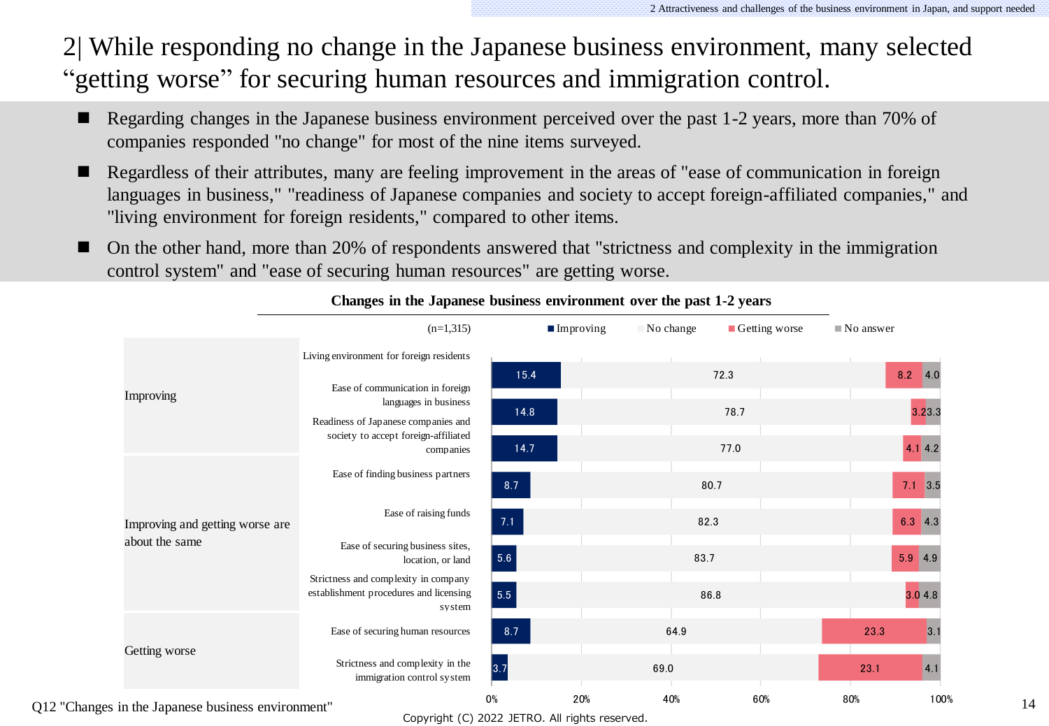# 2| While responding no change in the Japanese business environment, many selected "getting worse" for securing human resources and immigration control.

- Regarding changes in the Japanese business environment perceived over the past 1-2 years, more than 70% of companies responded "no change" for most of the nine items surveyed.
- Regardless of their attributes, many are feeling improvement in the areas of "ease of communication in foreign languages in business," "readiness of Japanese companies and society to accept foreign-affiliated companies," and "living environment for foreign residents," compared to other items.
- On the other hand, more than 20% of respondents answered that "strictness and complexity in the immigration control system" and "ease of securing human resources" are getting worse.

**Changes in the Japanese business environment over the past 1-2 years**

(n=1,315)

| Category | Item | Improving | No change | Getting worse | No answer |
|---|---|---|---|---|---|
| Improving | Living environment for foreign residents | 15.4 | 72.3 | 8.2 | 4.0 |
| | Ease of communication in foreign languages in business | 14.8 | 78.7 | 3.2 | 3.3 |
| | Readiness of Japanese companies and society to accept foreign-affiliated companies | 14.7 | 77.0 | 4.1 | 4.2 |
| Improving and getting worse are about the same | Ease of finding business partners | 8.7 | 80.7 | 7.1 | 3.5 |
| | Ease of raising funds | 7.1 | 82.3 | 6.3 | 4.3 |
| | Ease of securing business sites, location, or land | 5.6 | 83.7 | 5.9 | 4.9 |
| | Strictness and complexity in company establishment procedures and licensing system | 5.5 | 86.8 | 3.0 | 4.8 |
| Getting worse | Ease of securing human resources | 8.7 | 64.9 | 23.3 | 3.1 |
| | Strictness and complexity in the immigration control system | 3.7 | 69.0 | 23.1 | 4.1 |

Q12 "Changes in the Japanese business environment"

Copyright (C) 2022 JETRO. All rights reserved.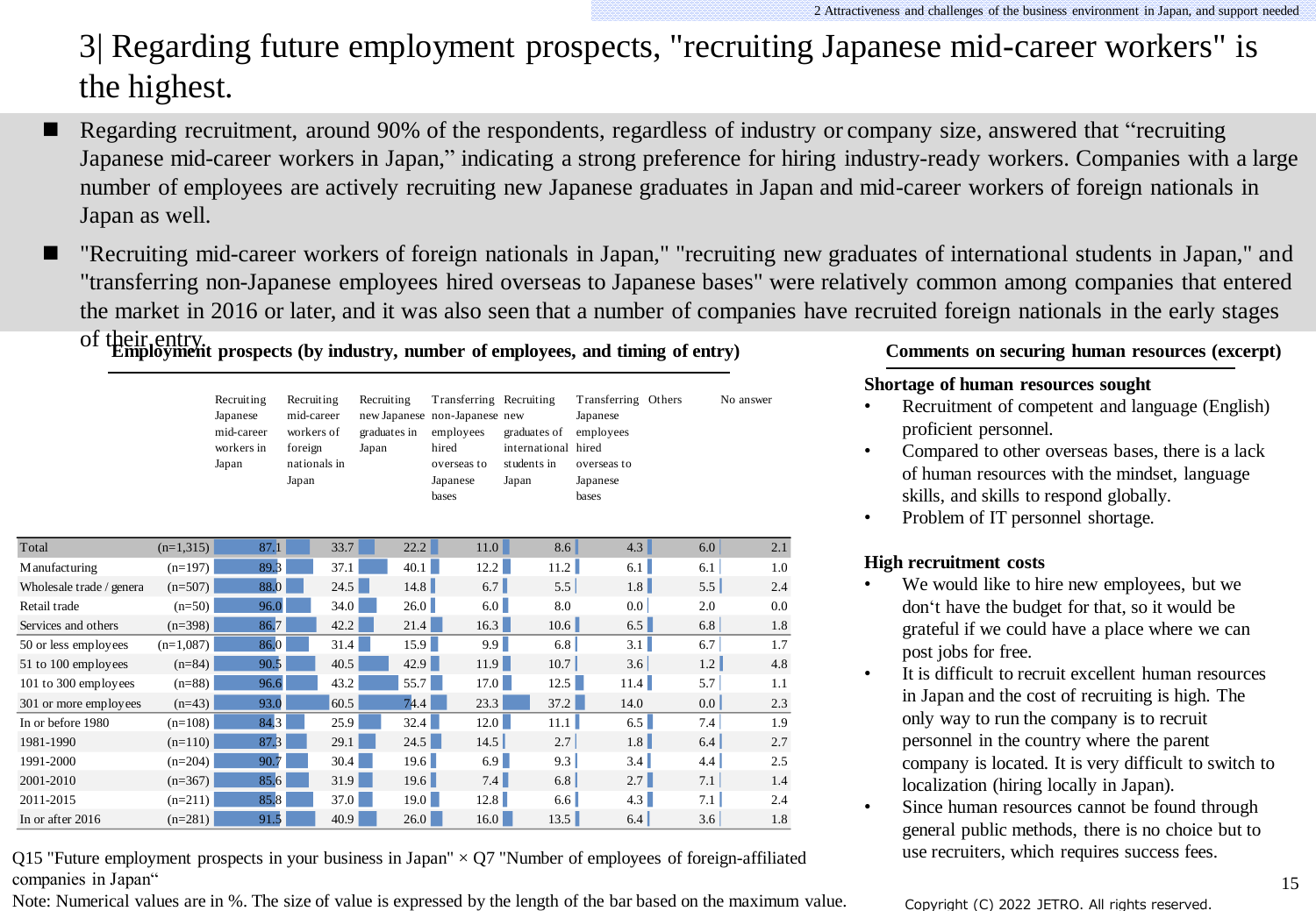# 3| Regarding future employment prospects, "recruiting Japanese mid-career workers" is the highest.

- Regarding recruitment, around 90% of the respondents, regardless of industry or company size, answered that “recruiting Japanese mid-career workers in Japan,” indicating a strong preference for hiring industry-ready workers. Companies with a large number of employees are actively recruiting new Japanese graduates in Japan and mid-career workers of foreign nationals in Japan as well.
- "Recruiting mid-career workers of foreign nationals in Japan," "recruiting new graduates of international students in Japan," and "transferring non-Japanese employees hired overseas to Japanese bases" were relatively common among companies that entered the market in 2016 or later, and it was also seen that a number of companies have recruited foreign nationals in the early stages of their entry.

**Employment prospects (by industry, number of employees, and timing of entry)**

| | | Recruiting Japanese mid-career workers in Japan | Recruiting mid-career workers of foreign nationals in Japan | Recruiting new Japanese graduates in Japan | Transferring non-Japanese employees hired overseas to Japanese bases | Recruiting new graduates of international students in Japan | Transferring Japanese employees hired overseas to Japanese bases | Others | No answer |
|---|---|---|---|---|---|---|---|---|---|
| Total | (n=1,315) | 87.1 | 33.7 | 22.2 | 11.0 | 8.6 | 4.3 | 6.0 | 2.1 |
| Manufacturing | (n=197) | 89.3 | 37.1 | 40.1 | 12.2 | 11.2 | 6.1 | 6.1 | 1.0 |
| Wholesale trade / genera | (n=507) | 88.0 | 24.5 | 14.8 | 6.7 | 5.5 | 1.8 | 5.5 | 2.4 |
| Retail trade | (n=50) | 96.0 | 34.0 | 26.0 | 6.0 | 8.0 | 0.0 | 2.0 | 0.0 |
| Services and others | (n=398) | 86.7 | 42.2 | 21.4 | 16.3 | 10.6 | 6.5 | 6.8 | 1.8 |
| 50 or less employees | (n=1,087) | 86.0 | 31.4 | 15.9 | 9.9 | 6.8 | 3.1 | 6.7 | 1.7 |
| 51 to 100 employees | (n=84) | 90.5 | 40.5 | 42.9 | 11.9 | 10.7 | 3.6 | 1.2 | 4.8 |
| 101 to 300 employees | (n=88) | 96.6 | 43.2 | 55.7 | 17.0 | 12.5 | 11.4 | 5.7 | 1.1 |
| 301 or more employees | (n=43) | 93.0 | 60.5 | 74.4 | 23.3 | 37.2 | 14.0 | 0.0 | 2.3 |
| In or before 1980 | (n=108) | 84.3 | 25.9 | 32.4 | 12.0 | 11.1 | 6.5 | 7.4 | 1.9 |
| 1981-1990 | (n=110) | 87.3 | 29.1 | 24.5 | 14.5 | 2.7 | 1.8 | 6.4 | 2.7 |
| 1991-2000 | (n=204) | 90.7 | 30.4 | 19.6 | 6.9 | 9.3 | 3.4 | 4.4 | 2.5 |
| 2001-2010 | (n=367) | 85.6 | 31.9 | 19.6 | 7.4 | 6.8 | 2.7 | 7.1 | 1.4 |
| 2011-2015 | (n=211) | 85.8 | 37.0 | 19.0 | 12.8 | 6.6 | 4.3 | 7.1 | 2.4 |
| In or after 2016 | (n=281) | 91.5 | 40.9 | 26.0 | 16.0 | 13.5 | 6.4 | 3.6 | 1.8 |

Q15 "Future employment prospects in your business in Japan" × Q7 "Number of employees of foreign-affiliated companies in Japan“

Note: Numerical values are in %. The size of value is expressed by the length of the bar based on the maximum value.

**Comments on securing human resources (excerpt)**

**Shortage of human resources sought**

- Recruitment of competent and language (English) proficient personnel.
- Compared to other overseas bases, there is a lack of human resources with the mindset, language skills, and skills to respond globally.
- Problem of IT personnel shortage.

**High recruitment costs**

- We would like to hire new employees, but we don‘t have the budget for that, so it would be grateful if we could have a place where we can post jobs for free.
- It is difficult to recruit excellent human resources in Japan and the cost of recruiting is high. The only way to run the company is to recruit personnel in the country where the parent company is located. It is very difficult to switch to localization (hiring locally in Japan).
- Since human resources cannot be found through general public methods, there is no choice but to use recruiters, which requires success fees.

Copyright (C) 2022 JETRO. All rights reserved.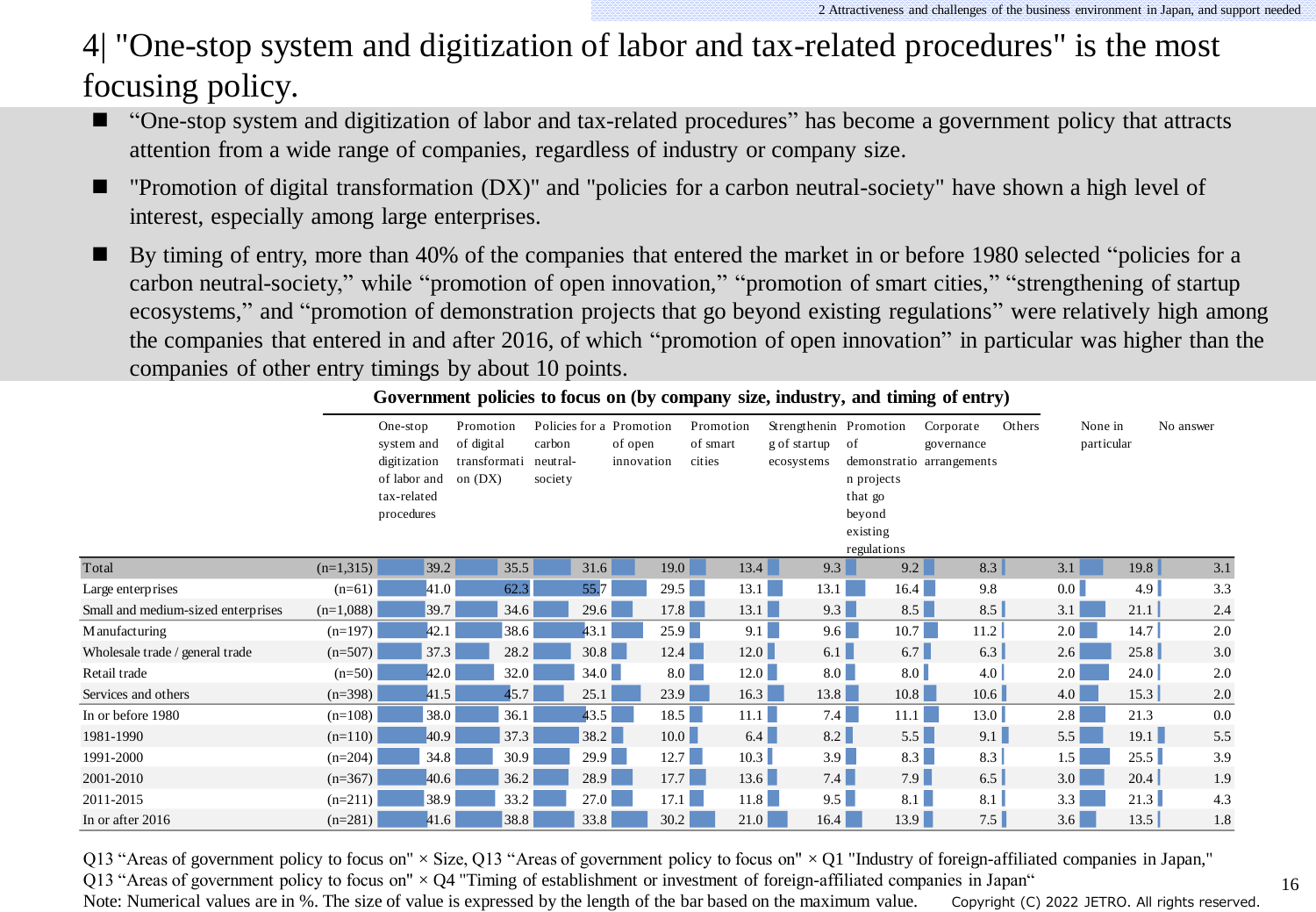# 4| "One-stop system and digitization of labor and tax-related procedures" is the most focusing policy.

- "One-stop system and digitization of labor and tax-related procedures" has become a government policy that attracts attention from a wide range of companies, regardless of industry or company size.
- "Promotion of digital transformation (DX)" and "policies for a carbon neutral-society" have shown a high level of interest, especially among large enterprises.
- By timing of entry, more than 40% of the companies that entered the market in or before 1980 selected "policies for a carbon neutral-society," while "promotion of open innovation," "promotion of smart cities," "strengthening of startup ecosystems," and "promotion of demonstration projects that go beyond existing regulations" were relatively high among the companies that entered in and after 2016, of which "promotion of open innovation" in particular was higher than the companies of other entry timings by about 10 points.

**Government policies to focus on (by company size, industry, and timing of entry)**

| | | One-stop system and digitization of labor and tax-related procedures | Promotion of digital transformation (DX) | Policies for a carbon neutral-society | Promotion of open innovation | Promotion of smart cities | Strengthening of startup ecosystems | Promotion of demonstration projects that go beyond existing regulations | Corporate governance arrangements | Others | None in particular | No answer |
|---|---|---|---|---|---|---|---|---|---|---|---|---|
| Total | (n=1,315) | 39.2 | 35.5 | 31.6 | 19.0 | 13.4 | 9.3 | 9.2 | 8.3 | 3.1 | 19.8 | 3.1 |
| Large enterprises | (n=61) | 41.0 | 62.3 | 55.7 | 29.5 | 13.1 | 13.1 | 16.4 | 9.8 | 0.0 | 4.9 | 3.3 |
| Small and medium-sized enterprises | (n=1,088) | 39.7 | 34.6 | 29.6 | 17.8 | 13.1 | 9.3 | 8.5 | 8.5 | 3.1 | 21.1 | 2.4 |
| Manufacturing | (n=197) | 42.1 | 38.6 | 43.1 | 25.9 | 9.1 | 9.6 | 10.7 | 11.2 | 2.0 | 14.7 | 2.0 |
| Wholesale trade / general trade | (n=507) | 37.3 | 28.2 | 30.8 | 12.4 | 12.0 | 6.1 | 6.7 | 6.3 | 2.6 | 25.8 | 3.0 |
| Retail trade | (n=50) | 42.0 | 32.0 | 34.0 | 8.0 | 12.0 | 8.0 | 8.0 | 4.0 | 2.0 | 24.0 | 2.0 |
| Services and others | (n=398) | 41.5 | 45.7 | 25.1 | 23.9 | 16.3 | 13.8 | 10.8 | 10.6 | 4.0 | 15.3 | 2.0 |
| In or before 1980 | (n=108) | 38.0 | 36.1 | 43.5 | 18.5 | 11.1 | 7.4 | 11.1 | 13.0 | 2.8 | 21.3 | 0.0 |
| 1981-1990 | (n=110) | 40.9 | 37.3 | 38.2 | 10.0 | 6.4 | 8.2 | 5.5 | 9.1 | 5.5 | 19.1 | 5.5 |
| 1991-2000 | (n=204) | 34.8 | 30.9 | 29.9 | 12.7 | 10.3 | 3.9 | 8.3 | 8.3 | 1.5 | 25.5 | 3.9 |
| 2001-2010 | (n=367) | 40.6 | 36.2 | 28.9 | 17.7 | 13.6 | 7.4 | 7.9 | 6.5 | 3.0 | 20.4 | 1.9 |
| 2011-2015 | (n=211) | 38.9 | 33.2 | 27.0 | 17.1 | 11.8 | 9.5 | 8.1 | 8.1 | 3.3 | 21.3 | 4.3 |
| In or after 2016 | (n=281) | 41.6 | 38.8 | 33.8 | 30.2 | 21.0 | 16.4 | 13.9 | 7.5 | 3.6 | 13.5 | 1.8 |

Q13 "Areas of government policy to focus on" × Size, Q13 "Areas of government policy to focus on" × Q1 "Industry of foreign-affiliated companies in Japan," Q13 "Areas of government policy to focus on" × Q4 "Timing of establishment or investment of foreign-affiliated companies in Japan"

Note: Numerical values are in %. The size of value is expressed by the length of the bar based on the maximum value.

Copyright (C) 2022 JETRO. All rights reserved.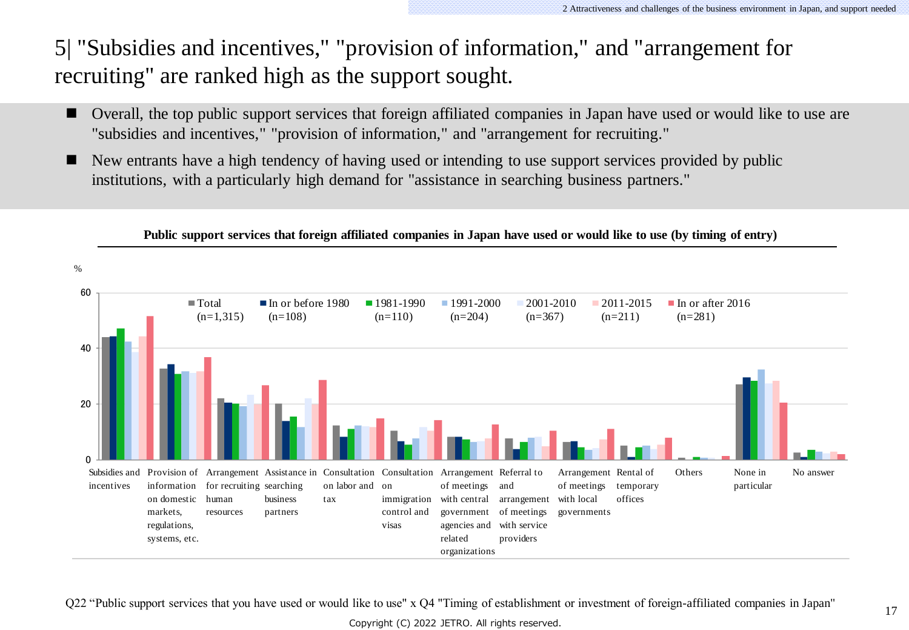# 5| "Subsidies and incentives," "provision of information," and "arrangement for recruiting" are ranked high as the support sought.

- Overall, the top public support services that foreign affiliated companies in Japan have used or would like to use are "subsidies and incentives," "provision of information," and "arrangement for recruiting."
- New entrants have a high tendency of having used or intending to use support services provided by public institutions, with a particularly high demand for "assistance in searching business partners."

**Public support services that foreign affiliated companies in Japan have used or would like to use (by timing of entry)**

%

Legend: Total (n=1,315); In or before 1980 (n=108); 1981-1990 (n=110); 1991-2000 (n=204); 2001-2010 (n=367); 2011-2015 (n=211); In or after 2016 (n=281)

Categories: Subsidies and incentives; Provision of information on domestic markets, regulations, systems, etc.; Arrangement for recruiting human resources; Assistance in searching business partners; Consultation on labor and tax; Consultation on immigration control and visas; Arrangement of meetings with central government agencies and related organizations; Referral to and arrangement of meetings with service providers; Arrangement of meetings with local governments; Rental of temporary offices; Others; None in particular; No answer

Q22 "Public support services that you have used or would like to use" x Q4 "Timing of establishment or investment of foreign-affiliated companies in Japan"

Copyright (C) 2022 JETRO. All rights reserved.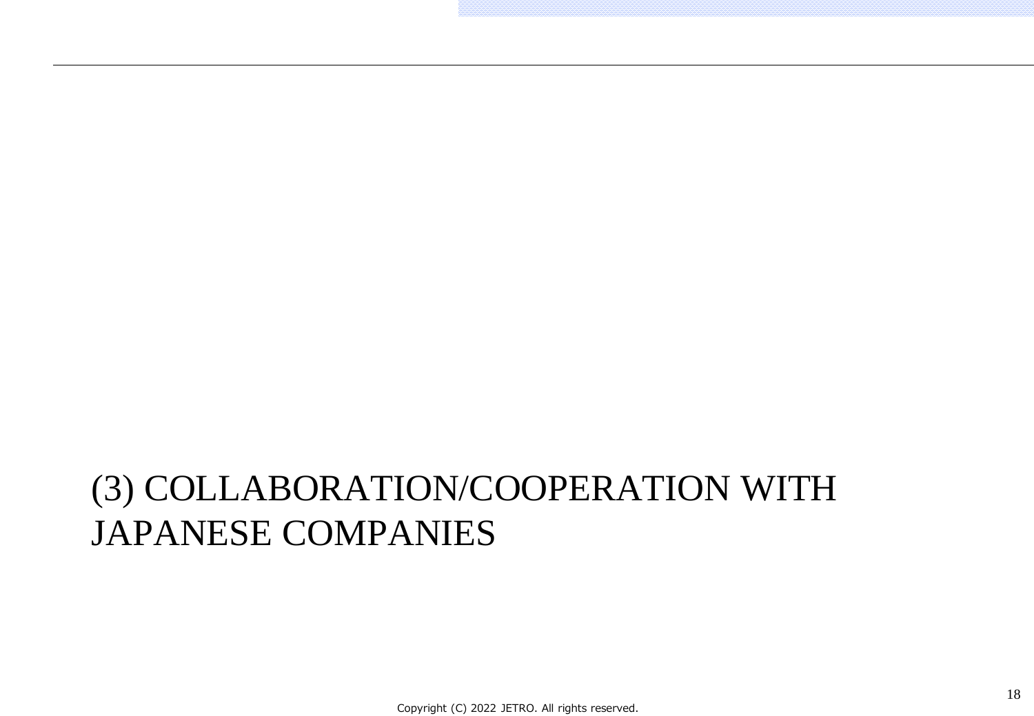# (3) COLLABORATION/COOPERATION WITH JAPANESE COMPANIES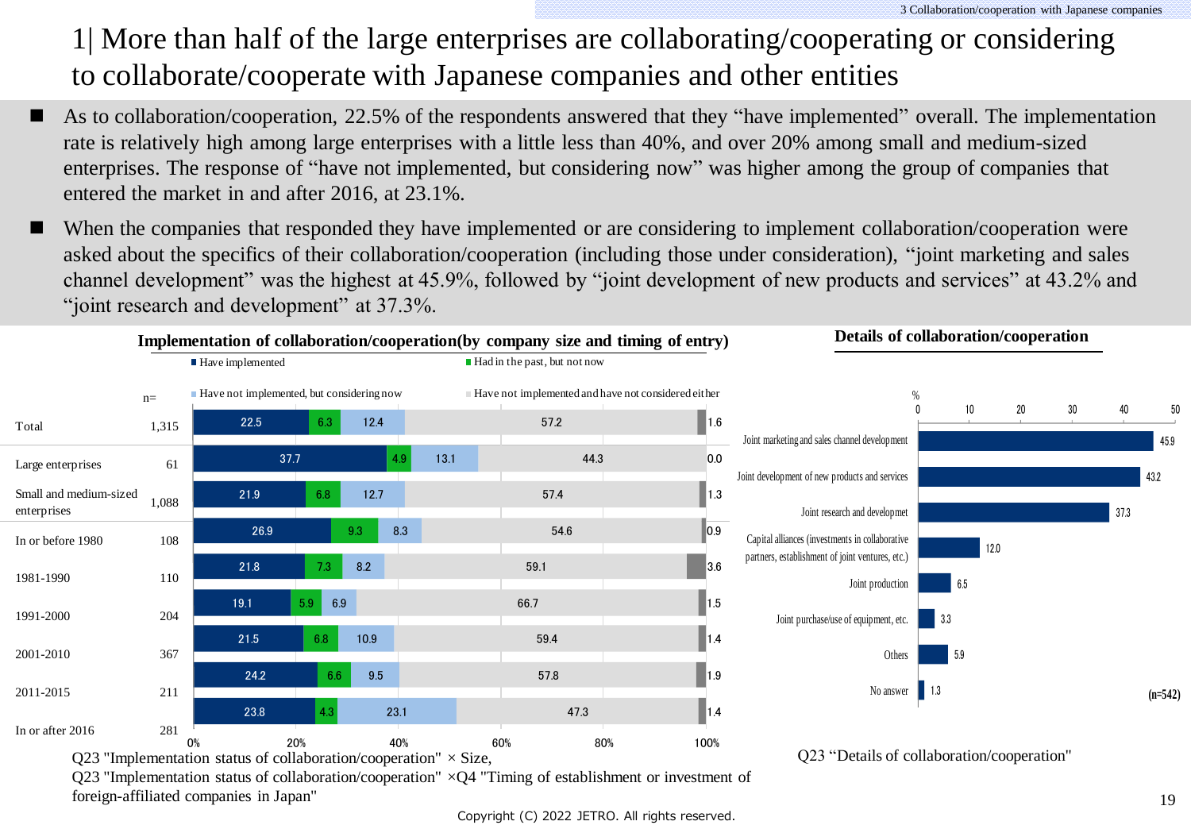# 1| More than half of the large enterprises are collaborating/cooperating or considering to collaborate/cooperate with Japanese companies and other entities

- As to collaboration/cooperation, 22.5% of the respondents answered that they "have implemented" overall. The implementation rate is relatively high among large enterprises with a little less than 40%, and over 20% among small and medium-sized enterprises. The response of "have not implemented, but considering now" was higher among the group of companies that entered the market in and after 2016, at 23.1%.
- When the companies that responded they have implemented or are considering to implement collaboration/cooperation were asked about the specifics of their collaboration/cooperation (including those under consideration), "joint marketing and sales channel development" was the highest at 45.9%, followed by "joint development of new products and services" at 43.2% and "joint research and development" at 37.3%.

**Implementation of collaboration/cooperation(by company size and timing of entry)**

| | n= | Have implemented | Had in the past, but not now | Have not implemented, but considering now | Have not implemented and have not considered either | (No answer) |
|---|---|---|---|---|---|---|
| Total | 1,315 | 22.5 | 6.3 | 12.4 | 57.2 | 1.6 |
| Large enterprises | 61 | 37.7 | 4.9 | 13.1 | 44.3 | 0.0 |
| Small and medium-sized enterprises | 1,088 | 21.9 | 6.8 | 12.7 | 57.4 | 1.3 |
| In or before 1980 | 108 | 26.9 | 9.3 | 8.3 | 54.6 | 0.9 |
| 1981-1990 | 110 | 21.8 | 7.3 | 8.2 | 59.1 | 3.6 |
| 1991-2000 | 204 | 19.1 | 5.9 | 6.9 | 66.7 | 1.5 |
| 2001-2010 | 367 | 21.5 | 6.8 | 10.9 | 59.4 | 1.4 |
| 2011-2015 | 211 | 24.2 | 6.6 | 9.5 | 57.8 | 1.9 |
| In or after 2016 | 281 | 23.8 | 4.3 | 23.1 | 47.3 | 1.4 |

Q23 "Implementation status of collaboration/cooperation" × Size,
Q23 "Implementation status of collaboration/cooperation" ×Q4 "Timing of establishment or investment of foreign-affiliated companies in Japan"

**Details of collaboration/cooperation**

| (n=542) | % |
|---|---|
| Joint marketing and sales channel development | 45.9 |
| Joint development of new products and services | 43.2 |
| Joint research and developmet | 37.3 |
| Capital alliances (investments in collaborative partners, establishment of joint ventures, etc.) | 12.0 |
| Joint production | 6.5 |
| Joint purchase/use of equipment, etc. | 3.3 |
| Others | 5.9 |
| No answer | 1.3 |

Q23 "Details of collaboration/cooperation"

Copyright (C) 2022 JETRO. All rights reserved.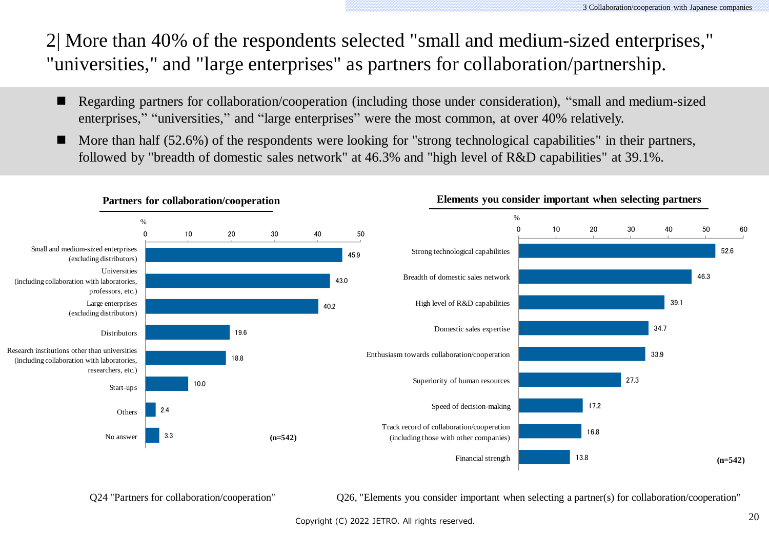# 2| More than 40% of the respondents selected "small and medium-sized enterprises," "universities," and "large enterprises" as partners for collaboration/partnership.

- Regarding partners for collaboration/cooperation (including those under consideration), “small and medium-sized enterprises,” “universities,” and “large enterprises” were the most common, at over 40% relatively.
- More than half (52.6%) of the respondents were looking for "strong technological capabilities" in their partners, followed by "breadth of domestic sales network" at 46.3% and "high level of R&D capabilities" at 39.1%.

**Partners for collaboration/cooperation**

| Partner | % |
|---|---|
| Small and medium-sized enterprises (excluding distributors) | 45.9 |
| Universities (including collaboration with laboratories, professors, etc.) | 43.0 |
| Large enterprises (excluding distributors) | 40.2 |
| Distributors | 19.6 |
| Research institutions other than universities (including collaboration with laboratories, researchers, etc.) | 18.8 |
| Start-ups | 10.0 |
| Others | 2.4 |
| No answer | 3.3 |

(n=542)

Q24 "Partners for collaboration/cooperation"

**Elements you consider important when selecting partners**

| Element | % |
|---|---|
| Strong technological capabilities | 52.6 |
| Breadth of domestic sales network | 46.3 |
| High level of R&D capabilities | 39.1 |
| Domestic sales expertise | 34.7 |
| Enthusiasm towards collaboration/cooperation | 33.9 |
| Superiority of human resources | 27.3 |
| Speed of decision-making | 17.2 |
| Track record of collaboration/cooperation (including those with other companies) | 16.8 |
| Financial strength | 13.8 |

(n=542)

Q26, "Elements you consider important when selecting a partner(s) for collaboration/cooperation"

Copyright (C) 2022 JETRO. All rights reserved.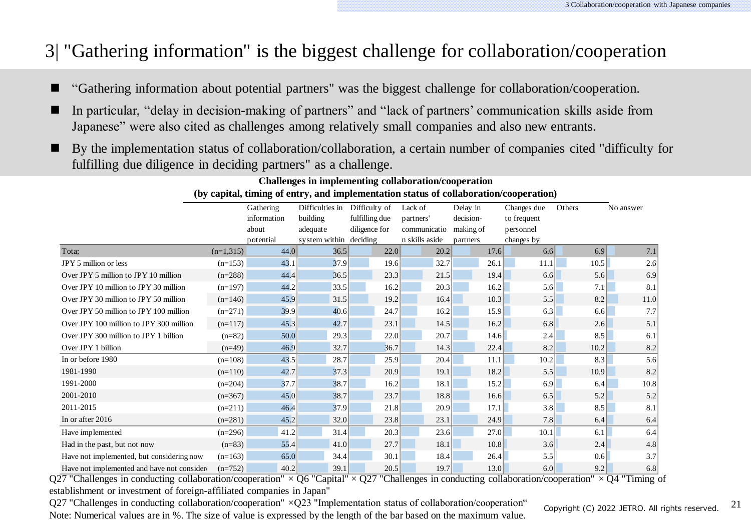# 3| "Gathering information" is the biggest challenge for collaboration/cooperation

- "Gathering information about potential partners" was the biggest challenge for collaboration/cooperation.
- In particular, "delay in decision-making of partners" and "lack of partners' communication skills aside from Japanese" were also cited as challenges among relatively small companies and also new entrants.
- By the implementation status of collaboration/collaboration, a certain number of companies cited "difficulty for fulfilling due diligence in deciding partners" as a challenge.

**Challenges in implementing collaboration/cooperation (by capital, timing of entry, and implementation status of collaboration/cooperation)**

| | | Gathering information about potential | Difficulties in building adequate system within | Difficulty of fulfilling due diligence for deciding | Lack of partners' communication skills aside | Delay in decision-making of partners | Changes due to frequent personnel changes by | Others | No answer |
|---|---|---|---|---|---|---|---|---|---|
| Tota; | (n=1,315) | 44.0 | 36.5 | 22.0 | 20.2 | 17.6 | 6.6 | 6.9 | 7.1 |
| JPY 5 million or less | (n=153) | 43.1 | 37.9 | 19.6 | 32.7 | 26.1 | 11.1 | 10.5 | 2.6 |
| Over JPY 5 million to JPY 10 million | (n=288) | 44.4 | 36.5 | 23.3 | 21.5 | 19.4 | 6.6 | 5.6 | 6.9 |
| Over JPY 10 million to JPY 30 million | (n=197) | 44.2 | 33.5 | 16.2 | 20.3 | 16.2 | 5.6 | 7.1 | 8.1 |
| Over JPY 30 million to JPY 50 million | (n=146) | 45.9 | 31.5 | 19.2 | 16.4 | 10.3 | 5.5 | 8.2 | 11.0 |
| Over JPY 50 million to JPY 100 million | (n=271) | 39.9 | 40.6 | 24.7 | 16.2 | 15.9 | 6.3 | 6.6 | 7.7 |
| Over JPY 100 million to JPY 300 million | (n=117) | 45.3 | 42.7 | 23.1 | 14.5 | 16.2 | 6.8 | 2.6 | 5.1 |
| Over JPY 300 million to JPY 1 billion | (n=82) | 50.0 | 29.3 | 22.0 | 20.7 | 14.6 | 2.4 | 8.5 | 6.1 |
| Over JPY 1 billion | (n=49) | 46.9 | 32.7 | 36.7 | 14.3 | 22.4 | 8.2 | 10.2 | 8.2 |
| In or before 1980 | (n=108) | 43.5 | 28.7 | 25.9 | 20.4 | 11.1 | 10.2 | 8.3 | 5.6 |
| 1981-1990 | (n=110) | 42.7 | 37.3 | 20.9 | 19.1 | 18.2 | 5.5 | 10.9 | 8.2 |
| 1991-2000 | (n=204) | 37.7 | 38.7 | 16.2 | 18.1 | 15.2 | 6.9 | 6.4 | 10.8 |
| 2001-2010 | (n=367) | 45.0 | 38.7 | 23.7 | 18.8 | 16.6 | 6.5 | 5.2 | 5.2 |
| 2011-2015 | (n=211) | 46.4 | 37.9 | 21.8 | 20.9 | 17.1 | 3.8 | 8.5 | 8.1 |
| In or after 2016 | (n=281) | 45.2 | 32.0 | 23.8 | 23.1 | 24.9 | 7.8 | 6.4 | 6.4 |
| Have implemented | (n=296) | 41.2 | 31.4 | 20.3 | 23.6 | 27.0 | 10.1 | 6.1 | 6.4 |
| Had in the past, but not now | (n=83) | 55.4 | 41.0 | 27.7 | 18.1 | 10.8 | 3.6 | 2.4 | 4.8 |
| Have not implemented, but considering now | (n=163) | 65.0 | 34.4 | 30.1 | 18.4 | 26.4 | 5.5 | 0.6 | 3.7 |
| Have not implemented and have not consider | (n=752) | 40.2 | 39.1 | 20.5 | 19.7 | 13.0 | 6.0 | 9.2 | 6.8 |

Q27 "Challenges in conducting collaboration/cooperation" × Q6 "Capital" × Q27 "Challenges in conducting collaboration/cooperation" × Q4 "Timing of establishment or investment of foreign-affiliated companies in Japan"

Q27 "Challenges in conducting collaboration/cooperation" ×Q23 "Implementation status of collaboration/cooperation"

Note: Numerical values are in %. The size of value is expressed by the length of the bar based on the maximum value.

Copyright (C) 2022 JETRO. All rights reserved.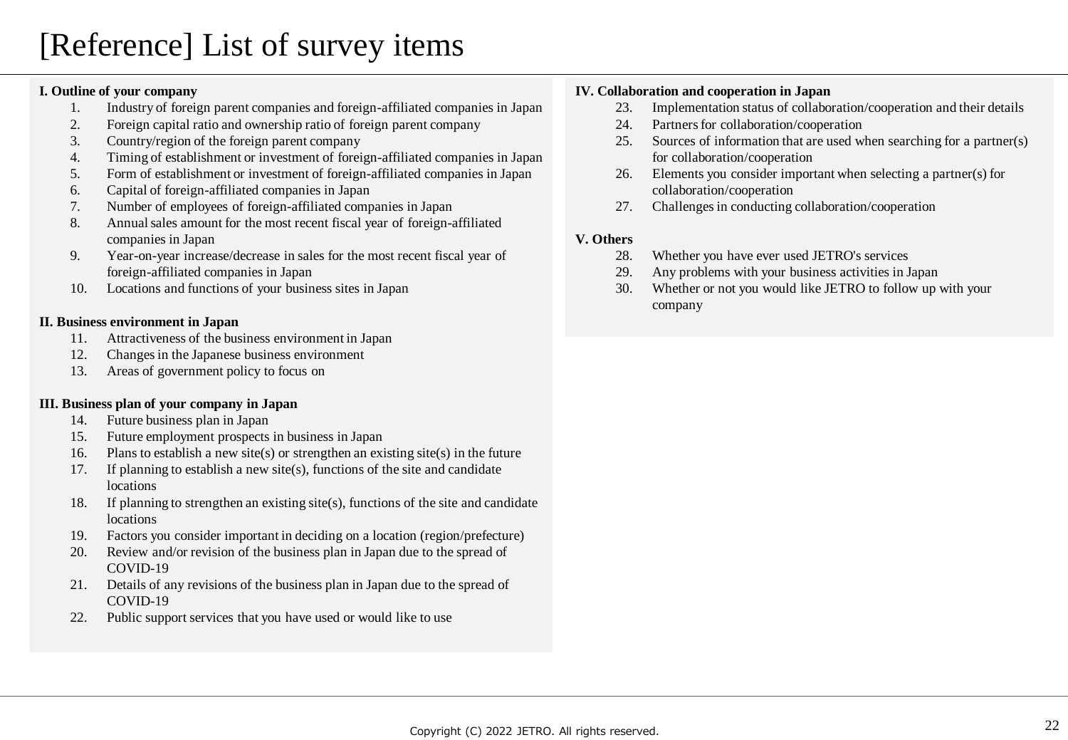# [Reference] List of survey items

**I. Outline of your company**

1. Industry of foreign parent companies and foreign-affiliated companies in Japan
2. Foreign capital ratio and ownership ratio of foreign parent company
3. Country/region of the foreign parent company
4. Timing of establishment or investment of foreign-affiliated companies in Japan
5. Form of establishment or investment of foreign-affiliated companies in Japan
6. Capital of foreign-affiliated companies in Japan
7. Number of employees of foreign-affiliated companies in Japan
8. Annual sales amount for the most recent fiscal year of foreign-affiliated companies in Japan
9. Year-on-year increase/decrease in sales for the most recent fiscal year of foreign-affiliated companies in Japan
10. Locations and functions of your business sites in Japan

**II. Business environment in Japan**

11. Attractiveness of the business environment in Japan
12. Changes in the Japanese business environment
13. Areas of government policy to focus on

**III. Business plan of your company in Japan**

14. Future business plan in Japan
15. Future employment prospects in business in Japan
16. Plans to establish a new site(s) or strengthen an existing site(s) in the future
17. If planning to establish a new site(s), functions of the site and candidate locations
18. If planning to strengthen an existing site(s), functions of the site and candidate locations
19. Factors you consider important in deciding on a location (region/prefecture)
20. Review and/or revision of the business plan in Japan due to the spread of COVID-19
21. Details of any revisions of the business plan in Japan due to the spread of COVID-19
22. Public support services that you have used or would like to use

**IV. Collaboration and cooperation in Japan**

23. Implementation status of collaboration/cooperation and their details
24. Partners for collaboration/cooperation
25. Sources of information that are used when searching for a partner(s) for collaboration/cooperation
26. Elements you consider important when selecting a partner(s) for collaboration/cooperation
27. Challenges in conducting collaboration/cooperation

**V. Others**

28. Whether you have ever used JETRO's services
29. Any problems with your business activities in Japan
30. Whether or not you would like JETRO to follow up with your company

Copyright (C) 2022 JETRO. All rights reserved.